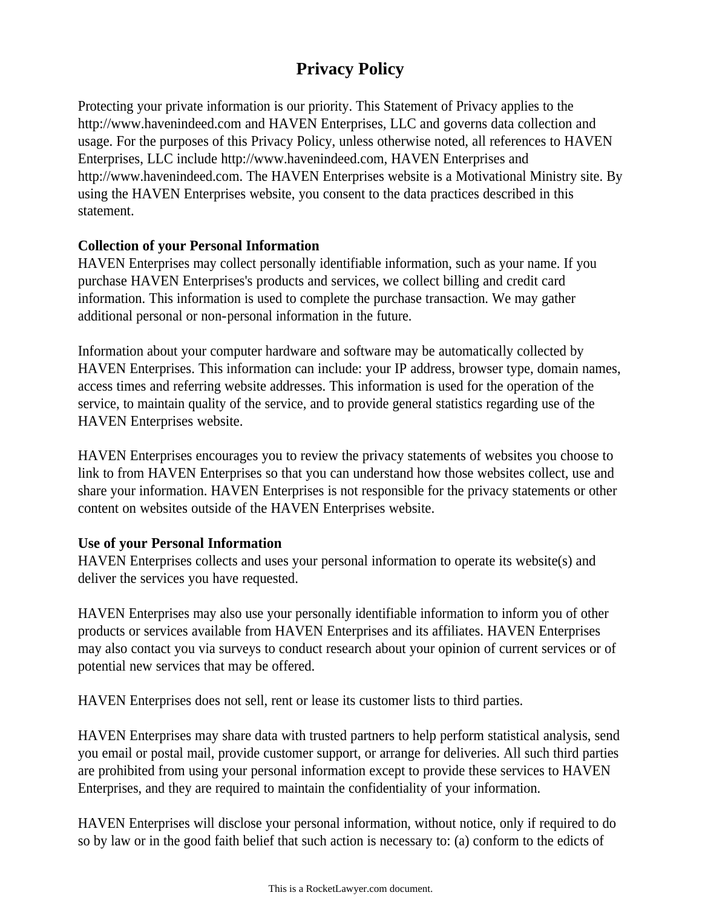# Privacy Policy

Protecting your private information is our priority. This Statement of Privacy applies to the http://www.havenindeed.com and HAVEN Enterprises, LLC and governs data collection and usage. For the purposes of this Privacy Policy, unless otherwise noted, all references to HAVEN Enterprises, LLC include http://www.havenindeed.com, HAVEN Enterprises and http://www.havenindeed.com. The HAVEN Enterprises website is a Motivational Ministry site. By using the HAVEN Enterprises website, you consent to the data practices described in this statement.

**Collection of your Personal Information**
HAVEN Enterprises may collect personally identifiable information, such as your name. If you purchase HAVEN Enterprises's products and services, we collect billing and credit card information. This information is used to complete the purchase transaction. We may gather additional personal or non-personal information in the future.

Information about your computer hardware and software may be automatically collected by HAVEN Enterprises. This information can include: your IP address, browser type, domain names, access times and referring website addresses. This information is used for the operation of the service, to maintain quality of the service, and to provide general statistics regarding use of the HAVEN Enterprises website.

HAVEN Enterprises encourages you to review the privacy statements of websites you choose to link to from HAVEN Enterprises so that you can understand how those websites collect, use and share your information. HAVEN Enterprises is not responsible for the privacy statements or other content on websites outside of the HAVEN Enterprises website.

**Use of your Personal Information**
HAVEN Enterprises collects and uses your personal information to operate its website(s) and deliver the services you have requested.

HAVEN Enterprises may also use your personally identifiable information to inform you of other products or services available from HAVEN Enterprises and its affiliates. HAVEN Enterprises may also contact you via surveys to conduct research about your opinion of current services or of potential new services that may be offered.

HAVEN Enterprises does not sell, rent or lease its customer lists to third parties.

HAVEN Enterprises may share data with trusted partners to help perform statistical analysis, send you email or postal mail, provide customer support, or arrange for deliveries. All such third parties are prohibited from using your personal information except to provide these services to HAVEN Enterprises, and they are required to maintain the confidentiality of your information.

HAVEN Enterprises will disclose your personal information, without notice, only if required to do so by law or in the good faith belief that such action is necessary to: (a) conform to the edicts of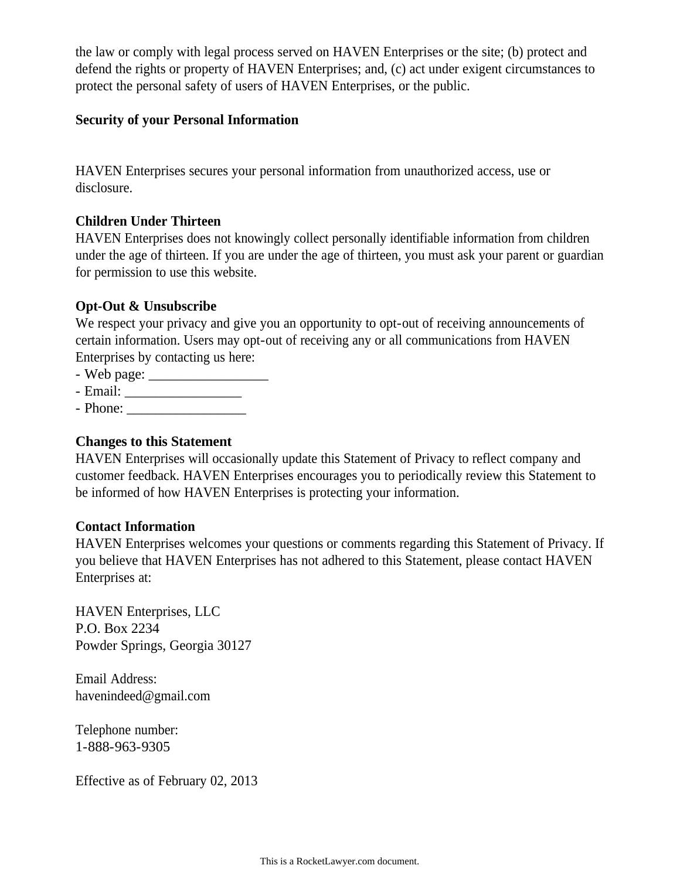the law or comply with legal process served on HAVEN Enterprises or the site; (b) protect and defend the rights or property of HAVEN Enterprises; and, (c) act under exigent circumstances to protect the personal safety of users of HAVEN Enterprises, or the public.

**Security of your Personal Information**

HAVEN Enterprises secures your personal information from unauthorized access, use or disclosure.

**Children Under Thirteen**

HAVEN Enterprises does not knowingly collect personally identifiable information from children under the age of thirteen. If you are under the age of thirteen, you must ask your parent or guardian for permission to use this website.

**Opt-Out & Unsubscribe**

We respect your privacy and give you an opportunity to opt-out of receiving announcements of certain information. Users may opt-out of receiving any or all communications from HAVEN Enterprises by contacting us here:

- Web page: _________________
- Email: _________________
- Phone: _________________

**Changes to this Statement**

HAVEN Enterprises will occasionally update this Statement of Privacy to reflect company and customer feedback. HAVEN Enterprises encourages you to periodically review this Statement to be informed of how HAVEN Enterprises is protecting your information.

**Contact Information**

HAVEN Enterprises welcomes your questions or comments regarding this Statement of Privacy. If you believe that HAVEN Enterprises has not adhered to this Statement, please contact HAVEN Enterprises at:

HAVEN Enterprises, LLC
P.O. Box 2234
Powder Springs, Georgia 30127

Email Address:
havenindeed@gmail.com

Telephone number:
1-888-963-9305

Effective as of February 02, 2013

This is a RocketLawyer.com document.